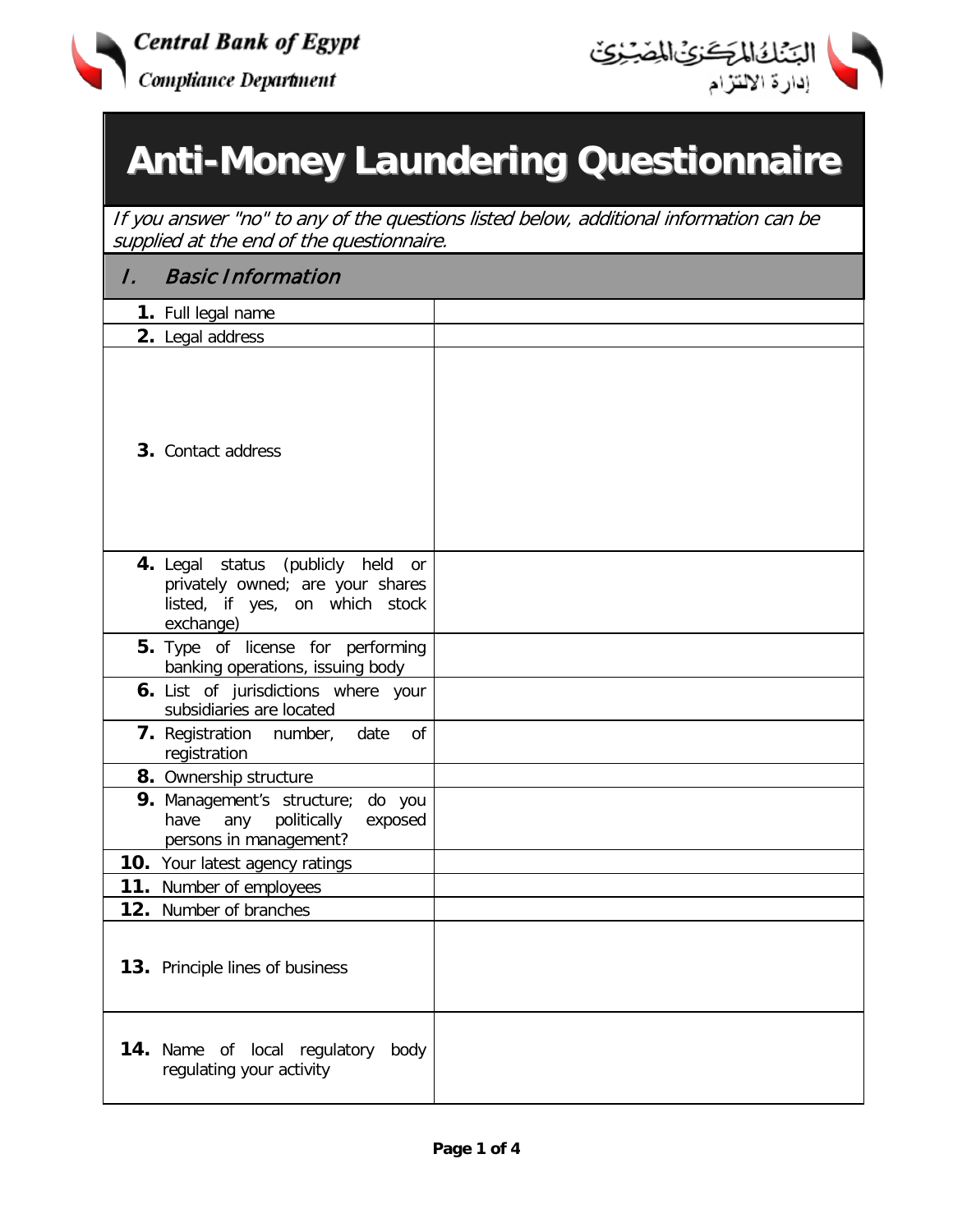Central Bank of Egypt
Compliance Department

البنك المركزي المصري
إدارة الالتزام

# Anti-Money Laundering Questionnaire

*If you answer "no" to any of the questions listed below, additional information can be supplied at the end of the questionnaire.*

## I. Basic Information

| | |
|---|---|
| **1.** Full legal name | |
| **2.** Legal address | |
| **3.** Contact address | |
| **4.** Legal status (publicly held or privately owned; are your shares listed, if yes, on which stock exchange) | |
| **5.** Type of license for performing banking operations, issuing body | |
| **6.** List of jurisdictions where your subsidiaries are located | |
| **7.** Registration number, date of registration | |
| **8.** Ownership structure | |
| **9.** Management's structure; do you have any politically exposed persons in management? | |
| **10.** Your latest agency ratings | |
| **11.** Number of employees | |
| **12.** Number of branches | |
| **13.** Principle lines of business | |
| **14.** Name of local regulatory body regulating your activity | |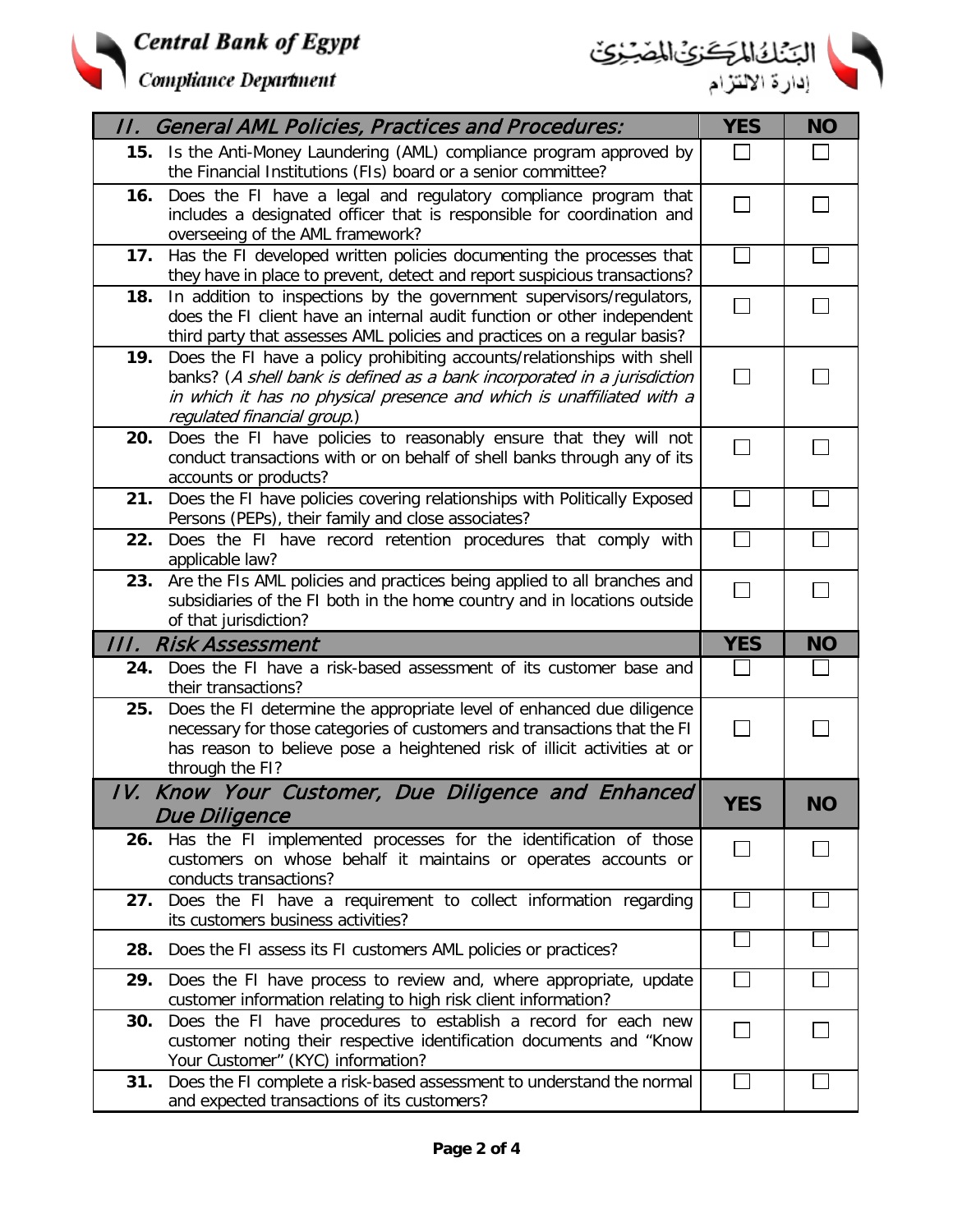| II. General AML Policies, Practices and Procedures: | YES | NO |
|---|---|---|
| **15.** Is the Anti-Money Laundering (AML) compliance program approved by the Financial Institutions (FIs) board or a senior committee? | ☐ | ☐ |
| **16.** Does the FI have a legal and regulatory compliance program that includes a designated officer that is responsible for coordination and overseeing of the AML framework? | ☐ | ☐ |
| **17.** Has the FI developed written policies documenting the processes that they have in place to prevent, detect and report suspicious transactions? | ☐ | ☐ |
| **18.** In addition to inspections by the government supervisors/regulators, does the FI client have an internal audit function or other independent third party that assesses AML policies and practices on a regular basis? | ☐ | ☐ |
| **19.** Does the FI have a policy prohibiting accounts/relationships with shell banks? (*A shell bank is defined as a bank incorporated in a jurisdiction in which it has no physical presence and which is unaffiliated with a regulated financial group.*) | ☐ | ☐ |
| **20.** Does the FI have policies to reasonably ensure that they will not conduct transactions with or on behalf of shell banks through any of its accounts or products? | ☐ | ☐ |
| **21.** Does the FI have policies covering relationships with Politically Exposed Persons (PEPs), their family and close associates? | ☐ | ☐ |
| **22.** Does the FI have record retention procedures that comply with applicable law? | ☐ | ☐ |
| **23.** Are the FIs AML policies and practices being applied to all branches and subsidiaries of the FI both in the home country and in locations outside of that jurisdiction? | ☐ | ☐ |
| **III. Risk Assessment** | **YES** | **NO** |
| **24.** Does the FI have a risk-based assessment of its customer base and their transactions? | ☐ | ☐ |
| **25.** Does the FI determine the appropriate level of enhanced due diligence necessary for those categories of customers and transactions that the FI has reason to believe pose a heightened risk of illicit activities at or through the FI? | ☐ | ☐ |
| **IV. Know Your Customer, Due Diligence and Enhanced Due Diligence** | **YES** | **NO** |
| **26.** Has the FI implemented processes for the identification of those customers on whose behalf it maintains or operates accounts or conducts transactions? | ☐ | ☐ |
| **27.** Does the FI have a requirement to collect information regarding its customers business activities? | ☐ | ☐ |
| **28.** Does the FI assess its FI customers AML policies or practices? | ☐ | ☐ |
| **29.** Does the FI have process to review and, where appropriate, update customer information relating to high risk client information? | ☐ | ☐ |
| **30.** Does the FI have procedures to establish a record for each new customer noting their respective identification documents and "Know Your Customer" (KYC) information? | ☐ | ☐ |
| **31.** Does the FI complete a risk-based assessment to understand the normal and expected transactions of its customers? | ☐ | ☐ |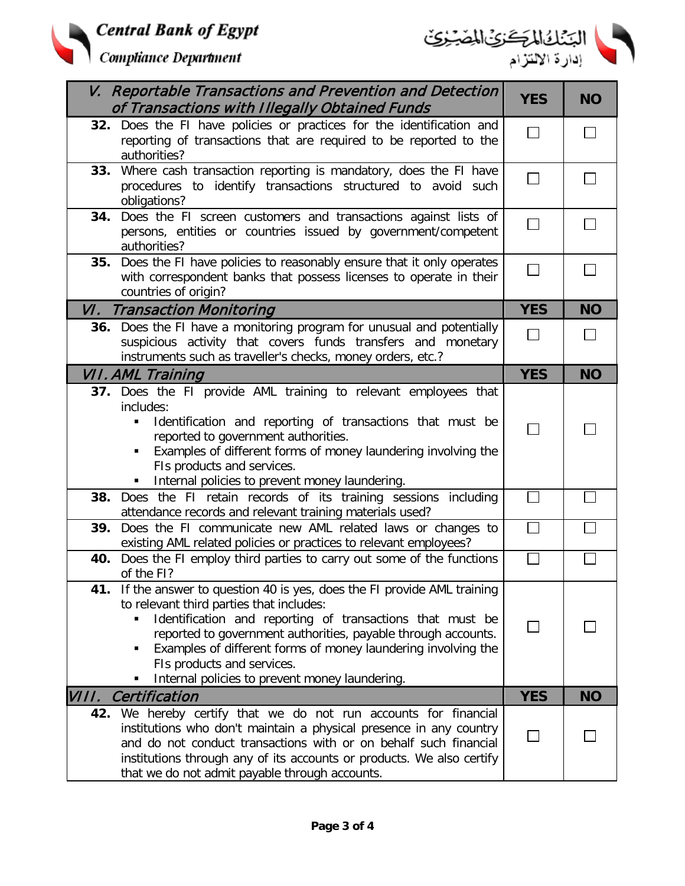| V. Reportable Transactions and Prevention and Detection of Transactions with Illegally Obtained Funds | YES | NO |
|---|---|---|
| **32.** Does the FI have policies or practices for the identification and reporting of transactions that are required to be reported to the authorities? | ☐ | ☐ |
| **33.** Where cash transaction reporting is mandatory, does the FI have procedures to identify transactions structured to avoid such obligations? | ☐ | ☐ |
| **34.** Does the FI screen customers and transactions against lists of persons, entities or countries issued by government/competent authorities? | ☐ | ☐ |
| **35.** Does the FI have policies to reasonably ensure that it only operates with correspondent banks that possess licenses to operate in their countries of origin? | ☐ | ☐ |
| ***VI. Transaction Monitoring*** | **YES** | **NO** |
| **36.** Does the FI have a monitoring program for unusual and potentially suspicious activity that covers funds transfers and monetary instruments such as traveller's checks, money orders, etc.? | ☐ | ☐ |
| ***VII. AML Training*** | **YES** | **NO** |
| **37.** Does the FI provide AML training to relevant employees that includes:<br>▪ Identification and reporting of transactions that must be reported to government authorities.<br>▪ Examples of different forms of money laundering involving the FIs products and services.<br>▪ Internal policies to prevent money laundering. | ☐ | ☐ |
| **38.** Does the FI retain records of its training sessions including attendance records and relevant training materials used? | ☐ | ☐ |
| **39.** Does the FI communicate new AML related laws or changes to existing AML related policies or practices to relevant employees? | ☐ | ☐ |
| **40.** Does the FI employ third parties to carry out some of the functions of the FI? | ☐ | ☐ |
| **41.** If the answer to question 40 is yes, does the FI provide AML training to relevant third parties that includes:<br>▪ Identification and reporting of transactions that must be reported to government authorities, payable through accounts.<br>▪ Examples of different forms of money laundering involving the FIs products and services.<br>▪ Internal policies to prevent money laundering. | ☐ | ☐ |
| ***VIII. Certification*** | **YES** | **NO** |
| **42.** We hereby certify that we do not run accounts for financial institutions who don't maintain a physical presence in any country and do not conduct transactions with or on behalf such financial institutions through any of its accounts or products. We also certify that we do not admit payable through accounts. | ☐ | ☐ |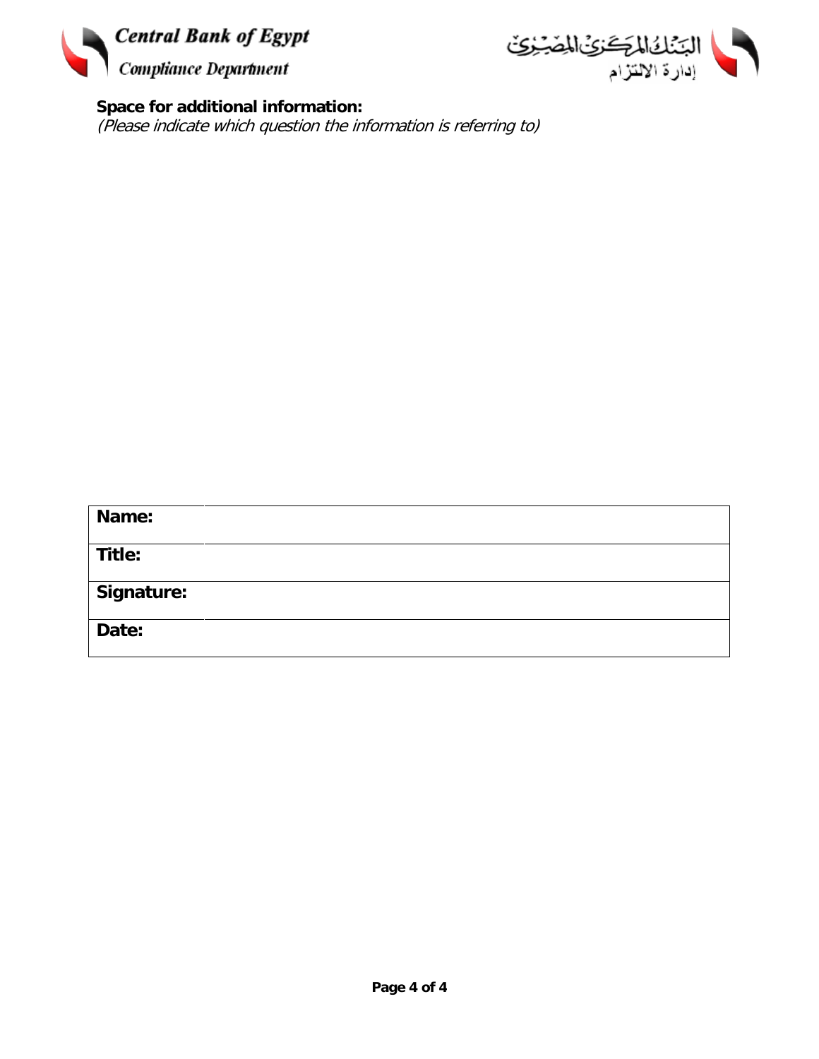**Space for additional information:**
*(Please indicate which question the information is referring to)*

| | |
|---|---|
| **Name:** | |
| **Title:** | |
| **Signature:** | |
| **Date:** | |